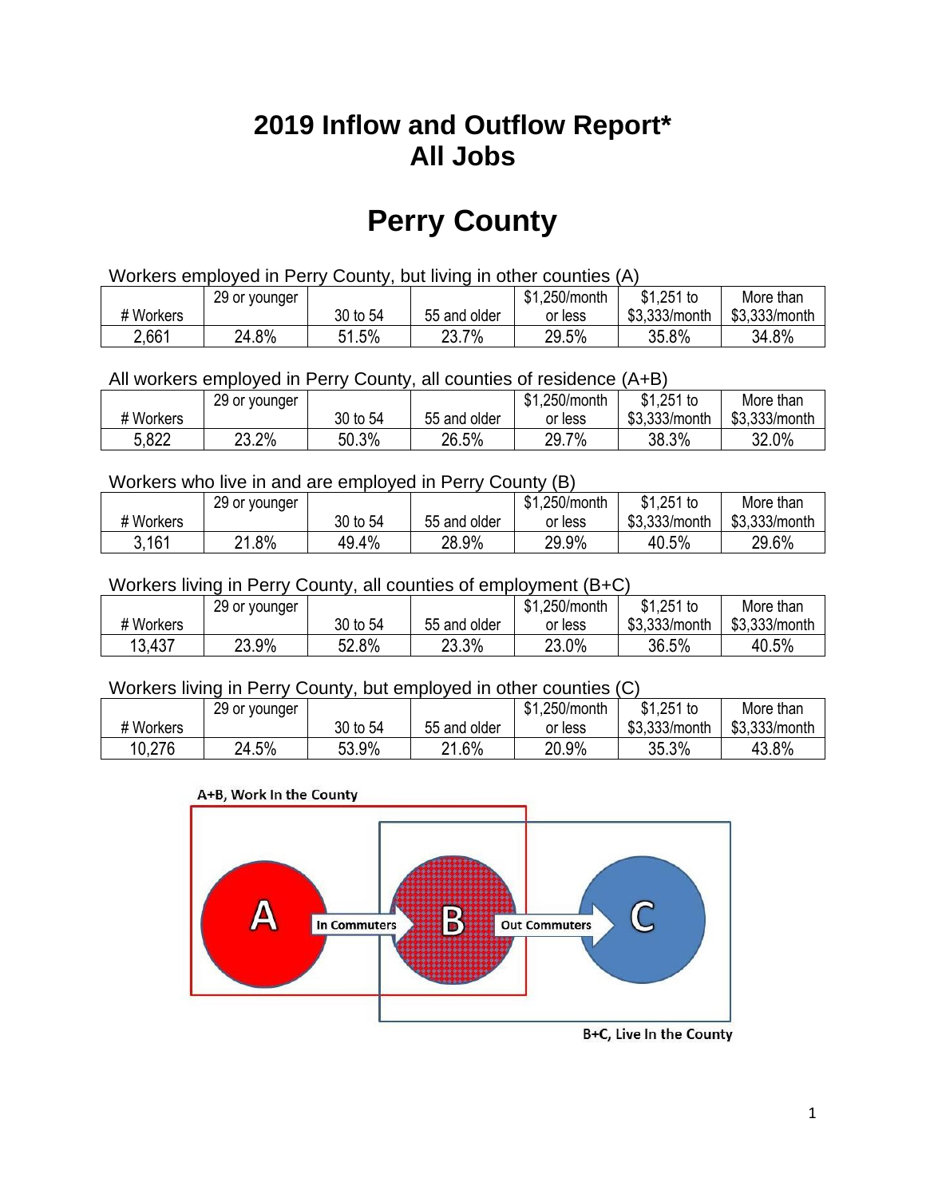# 2019 Inflow and Outflow Report*
# All Jobs

# Perry County

Workers employed in Perry County, but living in other counties (A)

| # Workers | 29 or younger | 30 to 54 | 55 and older | $1,250/month or less | $1,251 to $3,333/month | More than $3,333/month |
|---|---|---|---|---|---|---|
| 2,661 | 24.8% | 51.5% | 23.7% | 29.5% | 35.8% | 34.8% |

All workers employed in Perry County, all counties of residence (A+B)

| # Workers | 29 or younger | 30 to 54 | 55 and older | $1,250/month or less | $1,251 to $3,333/month | More than $3,333/month |
|---|---|---|---|---|---|---|
| 5,822 | 23.2% | 50.3% | 26.5% | 29.7% | 38.3% | 32.0% |

Workers who live in and are employed in Perry County (B)

| # Workers | 29 or younger | 30 to 54 | 55 and older | $1,250/month or less | $1,251 to $3,333/month | More than $3,333/month |
|---|---|---|---|---|---|---|
| 3,161 | 21.8% | 49.4% | 28.9% | 29.9% | 40.5% | 29.6% |

Workers living in Perry County, all counties of employment (B+C)

| # Workers | 29 or younger | 30 to 54 | 55 and older | $1,250/month or less | $1,251 to $3,333/month | More than $3,333/month |
|---|---|---|---|---|---|---|
| 13,437 | 23.9% | 52.8% | 23.3% | 23.0% | 36.5% | 40.5% |

Workers living in Perry County, but employed in other counties (C)

| # Workers | 29 or younger | 30 to 54 | 55 and older | $1,250/month or less | $1,251 to $3,333/month | More than $3,333/month |
|---|---|---|---|---|---|---|
| 10,276 | 24.5% | 53.9% | 21.6% | 20.9% | 35.3% | 43.8% |

A+B, Work In the County

A → In Commuters → B → Out Commuters → C

B+C, Live In the County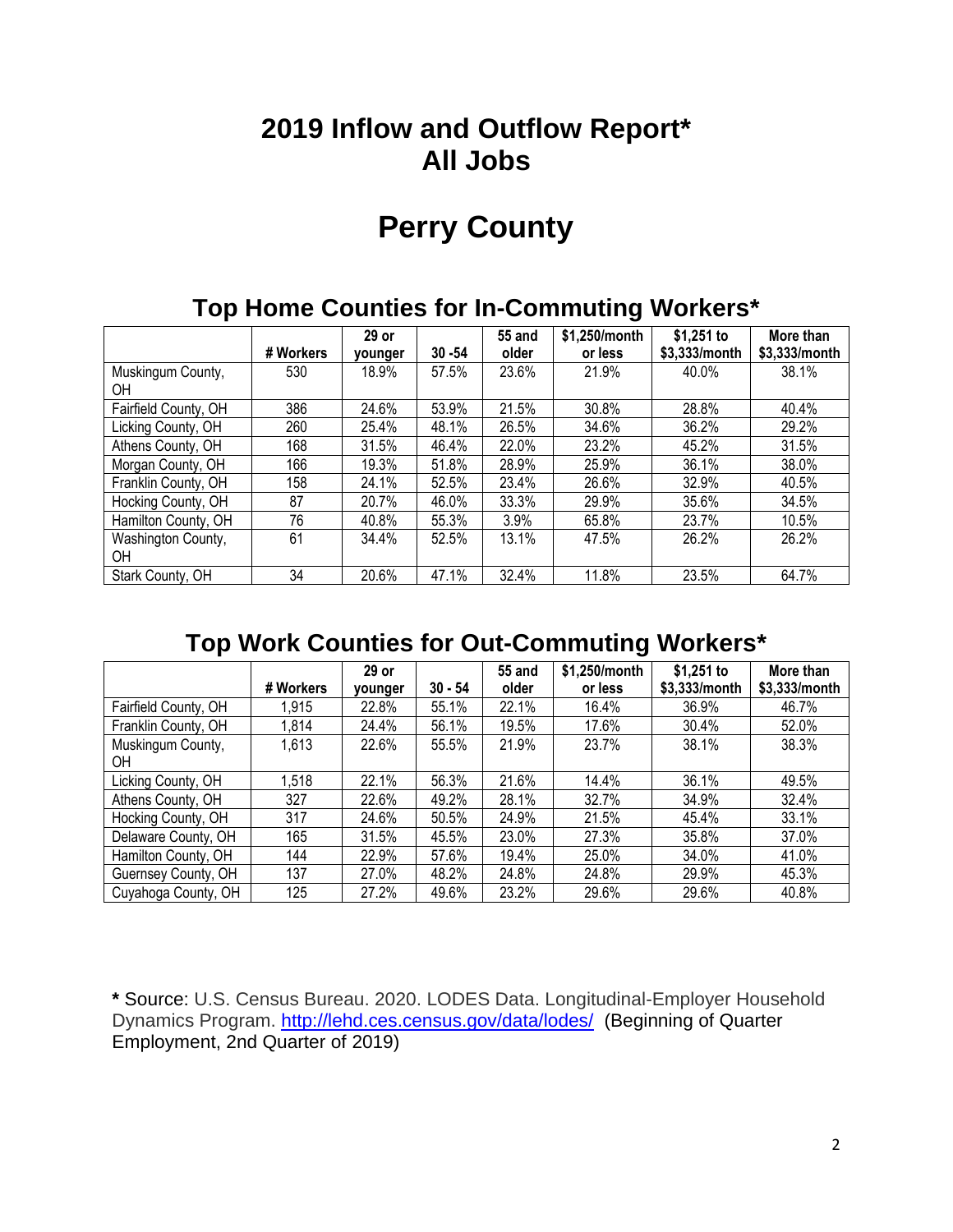# 2019 Inflow and Outflow Report* All Jobs

# Perry County

## Top Home Counties for In-Commuting Workers*

| | # Workers | 29 or younger | 30 -54 | 55 and older | $1,250/month or less | $1,251 to $3,333/month | More than $3,333/month |
|---|---|---|---|---|---|---|---|
| Muskingum County, OH | 530 | 18.9% | 57.5% | 23.6% | 21.9% | 40.0% | 38.1% |
| Fairfield County, OH | 386 | 24.6% | 53.9% | 21.5% | 30.8% | 28.8% | 40.4% |
| Licking County, OH | 260 | 25.4% | 48.1% | 26.5% | 34.6% | 36.2% | 29.2% |
| Athens County, OH | 168 | 31.5% | 46.4% | 22.0% | 23.2% | 45.2% | 31.5% |
| Morgan County, OH | 166 | 19.3% | 51.8% | 28.9% | 25.9% | 36.1% | 38.0% |
| Franklin County, OH | 158 | 24.1% | 52.5% | 23.4% | 26.6% | 32.9% | 40.5% |
| Hocking County, OH | 87 | 20.7% | 46.0% | 33.3% | 29.9% | 35.6% | 34.5% |
| Hamilton County, OH | 76 | 40.8% | 55.3% | 3.9% | 65.8% | 23.7% | 10.5% |
| Washington County, OH | 61 | 34.4% | 52.5% | 13.1% | 47.5% | 26.2% | 26.2% |
| Stark County, OH | 34 | 20.6% | 47.1% | 32.4% | 11.8% | 23.5% | 64.7% |

## Top Work Counties for Out-Commuting Workers*

| | # Workers | 29 or younger | 30 - 54 | 55 and older | $1,250/month or less | $1,251 to $3,333/month | More than $3,333/month |
|---|---|---|---|---|---|---|---|
| Fairfield County, OH | 1,915 | 22.8% | 55.1% | 22.1% | 16.4% | 36.9% | 46.7% |
| Franklin County, OH | 1,814 | 24.4% | 56.1% | 19.5% | 17.6% | 30.4% | 52.0% |
| Muskingum County, OH | 1,613 | 22.6% | 55.5% | 21.9% | 23.7% | 38.1% | 38.3% |
| Licking County, OH | 1,518 | 22.1% | 56.3% | 21.6% | 14.4% | 36.1% | 49.5% |
| Athens County, OH | 327 | 22.6% | 49.2% | 28.1% | 32.7% | 34.9% | 32.4% |
| Hocking County, OH | 317 | 24.6% | 50.5% | 24.9% | 21.5% | 45.4% | 33.1% |
| Delaware County, OH | 165 | 31.5% | 45.5% | 23.0% | 27.3% | 35.8% | 37.0% |
| Hamilton County, OH | 144 | 22.9% | 57.6% | 19.4% | 25.0% | 34.0% | 41.0% |
| Guernsey County, OH | 137 | 27.0% | 48.2% | 24.8% | 24.8% | 29.9% | 45.3% |
| Cuyahoga County, OH | 125 | 27.2% | 49.6% | 23.2% | 29.6% | 29.6% | 40.8% |

**\*** Source: U.S. Census Bureau. 2020. LODES Data. Longitudinal-Employer Household Dynamics Program. http://lehd.ces.census.gov/data/lodes/ (Beginning of Quarter Employment, 2nd Quarter of 2019)